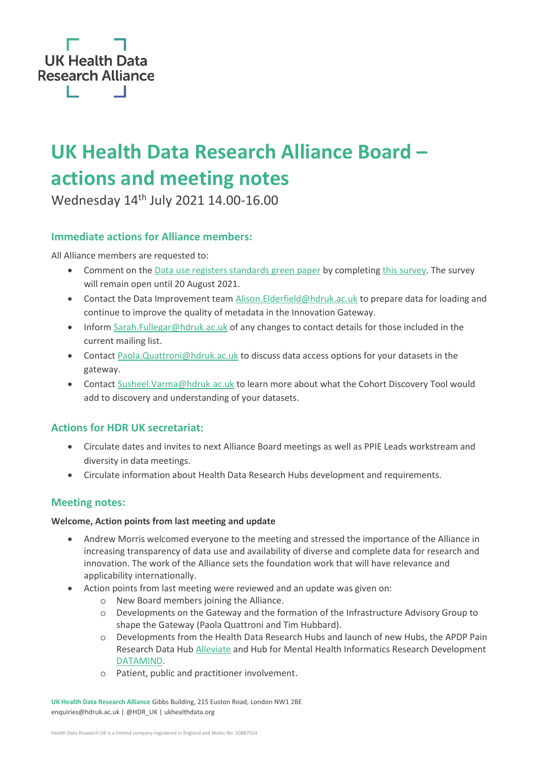UK Health Data Research Alliance

# UK Health Data Research Alliance Board – actions and meeting notes

Wednesday 14th July 2021 14.00-16.00

## Immediate actions for Alliance members:

All Alliance members are requested to:

- Comment on the Data use registers standards green paper by completing this survey. The survey will remain open until 20 August 2021.
- Contact the Data Improvement team Alison.Elderfield@hdruk.ac.uk to prepare data for loading and continue to improve the quality of metadata in the Innovation Gateway.
- Inform Sarah.Fullegar@hdruk.ac.uk of any changes to contact details for those included in the current mailing list.
- Contact Paola.Quattroni@hdruk.ac.uk to discuss data access options for your datasets in the gateway.
- Contact Susheel.Varma@hdruk.ac.uk to learn more about what the Cohort Discovery Tool would add to discovery and understanding of your datasets.

## Actions for HDR UK secretariat:

- Circulate dates and invites to next Alliance Board meetings as well as PPIE Leads workstream and diversity in data meetings.
- Circulate information about Health Data Research Hubs development and requirements.

## Meeting notes:

**Welcome, Action points from last meeting and update**

- Andrew Morris welcomed everyone to the meeting and stressed the importance of the Alliance in increasing transparency of data use and availability of diverse and complete data for research and innovation. The work of the Alliance sets the foundation work that will have relevance and applicability internationally.
- Action points from last meeting were reviewed and an update was given on:
  - New Board members joining the Alliance.
  - Developments on the Gateway and the formation of the Infrastructure Advisory Group to shape the Gateway (Paola Quattroni and Tim Hubbard).
  - Developments from the Health Data Research Hubs and launch of new Hubs, the APDP Pain Research Data Hub Alleviate and Hub for Mental Health Informatics Research Development DATAMIND.
  - Patient, public and practitioner involvement.

**UK Health Data Research Alliance** Gibbs Building, 215 Euston Road, London NW1 2BE
enquiries@hdruk.ac.uk | @HDR_UK | ukhealthdata.org

Health Data Research UK is a limited company registered in England and Wales No: 10887014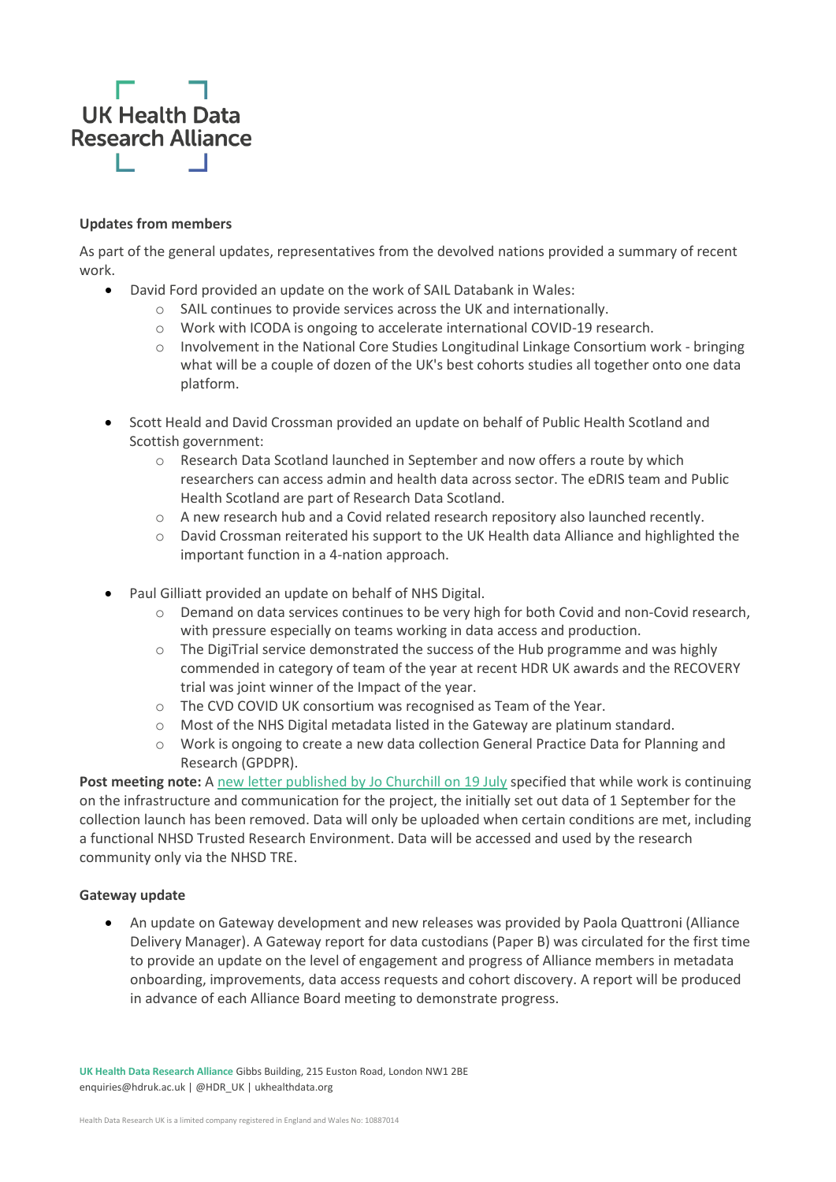**Updates from members**

As part of the general updates, representatives from the devolved nations provided a summary of recent work.

- David Ford provided an update on the work of SAIL Databank in Wales:
  - SAIL continues to provide services across the UK and internationally.
  - Work with ICODA is ongoing to accelerate international COVID-19 research.
  - Involvement in the National Core Studies Longitudinal Linkage Consortium work - bringing what will be a couple of dozen of the UK's best cohorts studies all together onto one data platform.

- Scott Heald and David Crossman provided an update on behalf of Public Health Scotland and Scottish government:
  - Research Data Scotland launched in September and now offers a route by which researchers can access admin and health data across sector. The eDRIS team and Public Health Scotland are part of Research Data Scotland.
  - A new research hub and a Covid related research repository also launched recently.
  - David Crossman reiterated his support to the UK Health data Alliance and highlighted the important function in a 4-nation approach.

- Paul Gilliatt provided an update on behalf of NHS Digital.
  - Demand on data services continues to be very high for both Covid and non-Covid research, with pressure especially on teams working in data access and production.
  - The DigiTrial service demonstrated the success of the Hub programme and was highly commended in category of team of the year at recent HDR UK awards and the RECOVERY trial was joint winner of the Impact of the year.
  - The CVD COVID UK consortium was recognised as Team of the Year.
  - Most of the NHS Digital metadata listed in the Gateway are platinum standard.
  - Work is ongoing to create a new data collection General Practice Data for Planning and Research (GPDPR).

**Post meeting note:** A new letter published by Jo Churchill on 19 July specified that while work is continuing on the infrastructure and communication for the project, the initially set out data of 1 September for the collection launch has been removed. Data will only be uploaded when certain conditions are met, including a functional NHSD Trusted Research Environment. Data will be accessed and used by the research community only via the NHSD TRE.

**Gateway update**

- An update on Gateway development and new releases was provided by Paola Quattroni (Alliance Delivery Manager). A Gateway report for data custodians (Paper B) was circulated for the first time to provide an update on the level of engagement and progress of Alliance members in metadata onboarding, improvements, data access requests and cohort discovery. A report will be produced in advance of each Alliance Board meeting to demonstrate progress.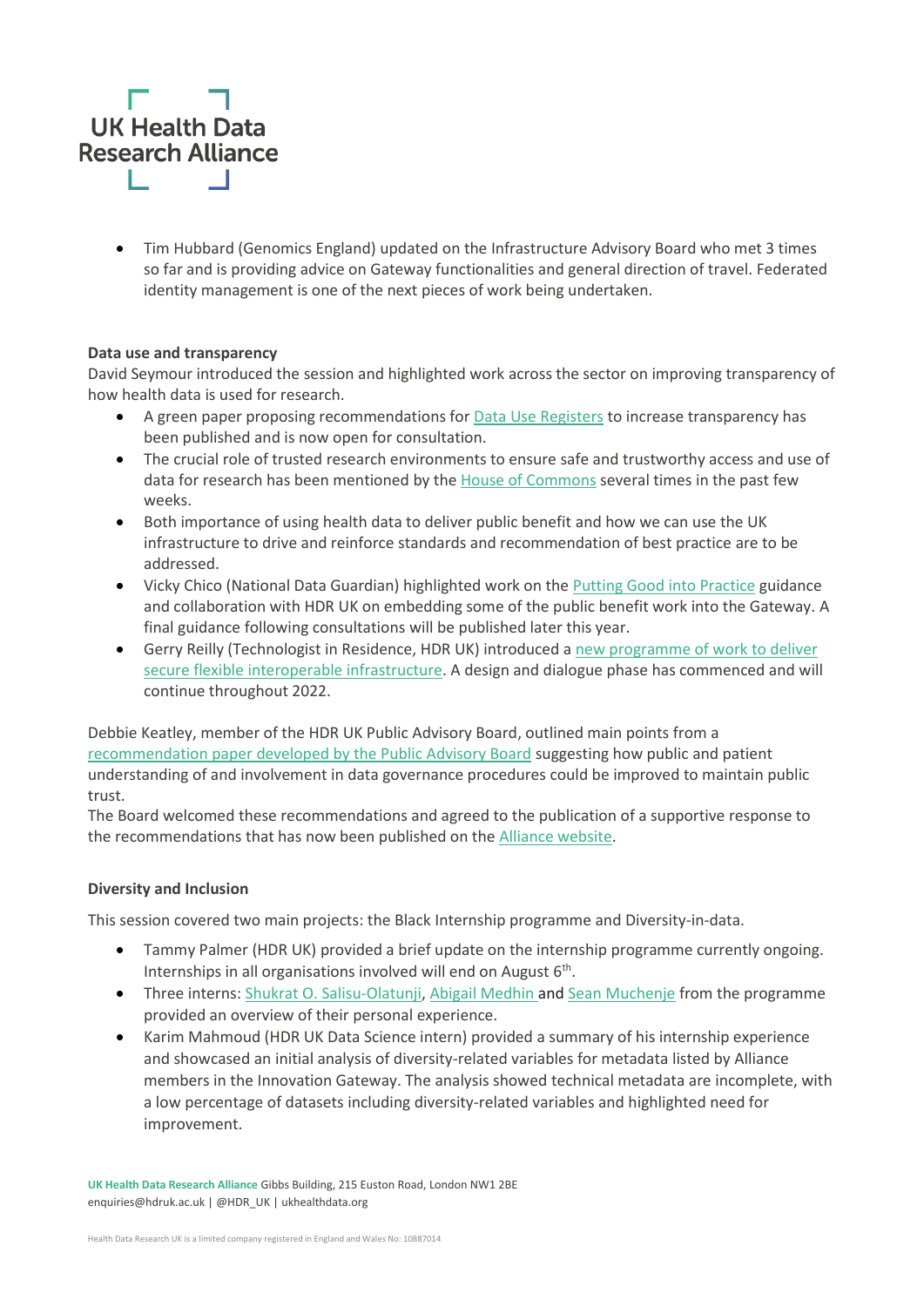- Tim Hubbard (Genomics England) updated on the Infrastructure Advisory Board who met 3 times so far and is providing advice on Gateway functionalities and general direction of travel. Federated identity management is one of the next pieces of work being undertaken.

**Data use and transparency**

David Seymour introduced the session and highlighted work across the sector on improving transparency of how health data is used for research.

- A green paper proposing recommendations for Data Use Registers to increase transparency has been published and is now open for consultation.
- The crucial role of trusted research environments to ensure safe and trustworthy access and use of data for research has been mentioned by the House of Commons several times in the past few weeks.
- Both importance of using health data to deliver public benefit and how we can use the UK infrastructure to drive and reinforce standards and recommendation of best practice are to be addressed.
- Vicky Chico (National Data Guardian) highlighted work on the Putting Good into Practice guidance and collaboration with HDR UK on embedding some of the public benefit work into the Gateway. A final guidance following consultations will be published later this year.
- Gerry Reilly (Technologist in Residence, HDR UK) introduced a new programme of work to deliver secure flexible interoperable infrastructure. A design and dialogue phase has commenced and will continue throughout 2022.

Debbie Keatley, member of the HDR UK Public Advisory Board, outlined main points from a recommendation paper developed by the Public Advisory Board suggesting how public and patient understanding of and involvement in data governance procedures could be improved to maintain public trust.
The Board welcomed these recommendations and agreed to the publication of a supportive response to the recommendations that has now been published on the Alliance website.

**Diversity and Inclusion**

This session covered two main projects: the Black Internship programme and Diversity-in-data.

- Tammy Palmer (HDR UK) provided a brief update on the internship programme currently ongoing. Internships in all organisations involved will end on August 6th.
- Three interns: Shukrat O. Salisu-Olatunji, Abigail Medhin and Sean Muchenje from the programme provided an overview of their personal experience.
- Karim Mahmoud (HDR UK Data Science intern) provided a summary of his internship experience and showcased an initial analysis of diversity-related variables for metadata listed by Alliance members in the Innovation Gateway. The analysis showed technical metadata are incomplete, with a low percentage of datasets including diversity-related variables and highlighted need for improvement.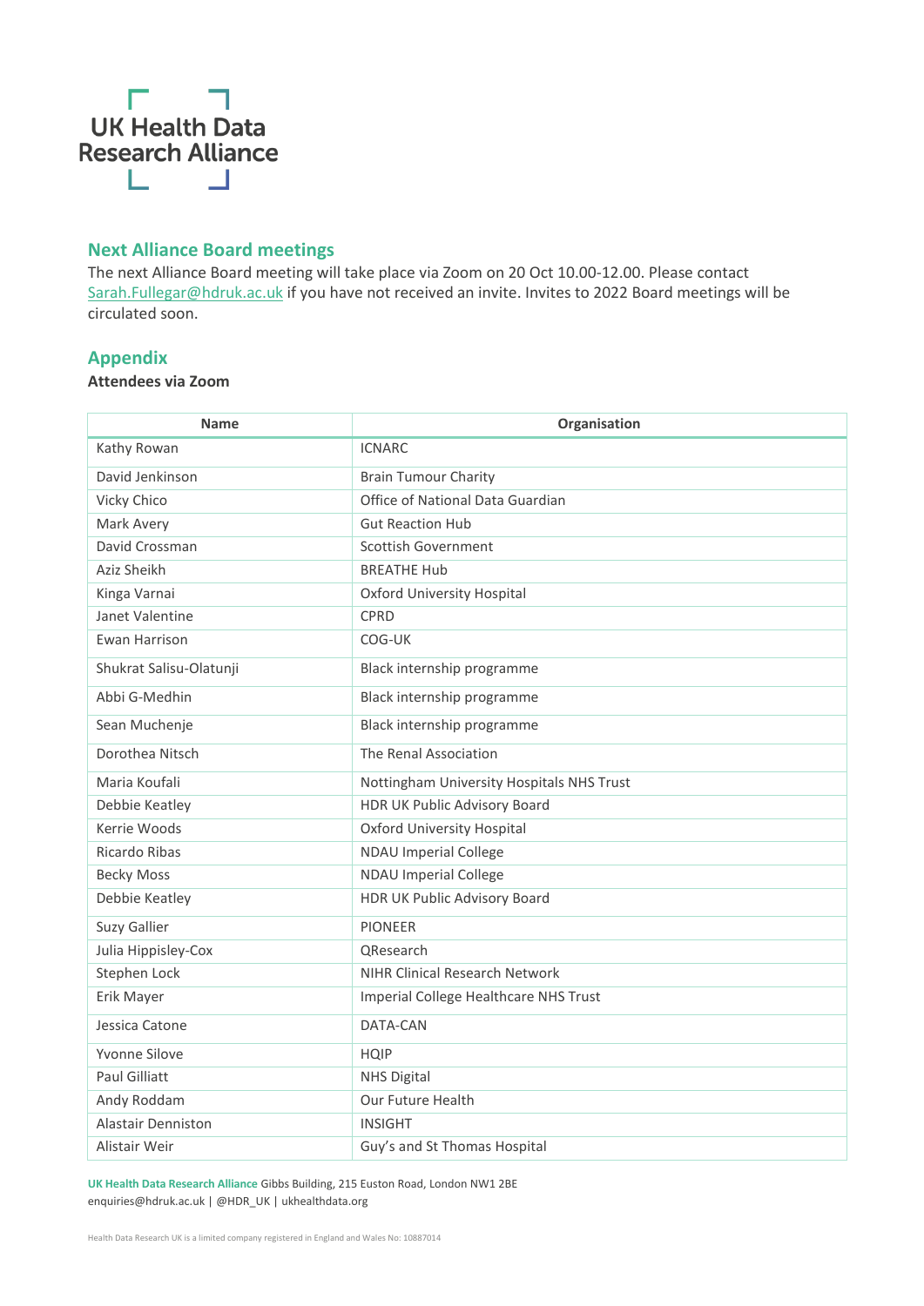## Next Alliance Board meetings

The next Alliance Board meeting will take place via Zoom on 20 Oct 10.00-12.00. Please contact Sarah.Fullegar@hdruk.ac.uk if you have not received an invite. Invites to 2022 Board meetings will be circulated soon.

## Appendix

**Attendees via Zoom**

| Name | Organisation |
|---|---|
| Kathy Rowan | ICNARC |
| David Jenkinson | Brain Tumour Charity |
| Vicky Chico | Office of National Data Guardian |
| Mark Avery | Gut Reaction Hub |
| David Crossman | Scottish Government |
| Aziz Sheikh | BREATHE Hub |
| Kinga Varnai | Oxford University Hospital |
| Janet Valentine | CPRD |
| Ewan Harrison | COG-UK |
| Shukrat Salisu-Olatunji | Black internship programme |
| Abbi G-Medhin | Black internship programme |
| Sean Muchenje | Black internship programme |
| Dorothea Nitsch | The Renal Association |
| Maria Koufali | Nottingham University Hospitals NHS Trust |
| Debbie Keatley | HDR UK Public Advisory Board |
| Kerrie Woods | Oxford University Hospital |
| Ricardo Ribas | NDAU Imperial College |
| Becky Moss | NDAU Imperial College |
| Debbie Keatley | HDR UK Public Advisory Board |
| Suzy Gallier | PIONEER |
| Julia Hippisley-Cox | QResearch |
| Stephen Lock | NIHR Clinical Research Network |
| Erik Mayer | Imperial College Healthcare NHS Trust |
| Jessica Catone | DATA-CAN |
| Yvonne Silove | HQIP |
| Paul Gilliatt | NHS Digital |
| Andy Roddam | Our Future Health |
| Alastair Denniston | INSIGHT |
| Alistair Weir | Guy's and St Thomas Hospital |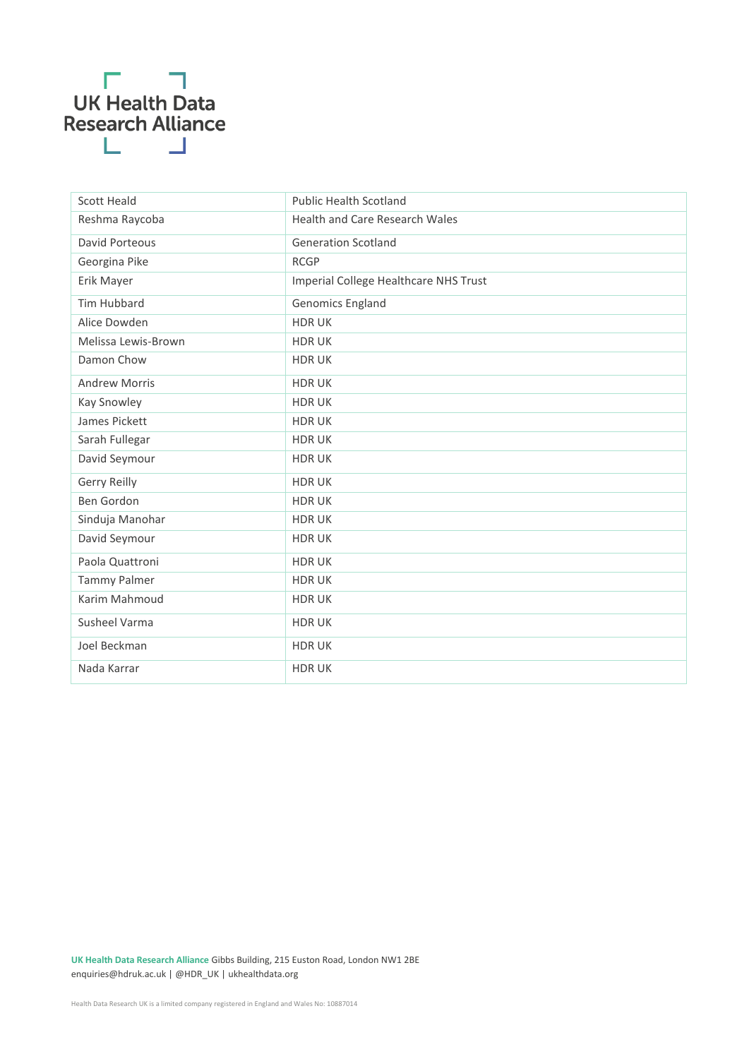UK Health Data Research Alliance

| | |
|---|---|
| Scott Heald | Public Health Scotland |
| Reshma Raycoba | Health and Care Research Wales |
| David Porteous | Generation Scotland |
| Georgina Pike | RCGP |
| Erik Mayer | Imperial College Healthcare NHS Trust |
| Tim Hubbard | Genomics England |
| Alice Dowden | HDR UK |
| Melissa Lewis-Brown | HDR UK |
| Damon Chow | HDR UK |
| Andrew Morris | HDR UK |
| Kay Snowley | HDR UK |
| James Pickett | HDR UK |
| Sarah Fullegar | HDR UK |
| David Seymour | HDR UK |
| Gerry Reilly | HDR UK |
| Ben Gordon | HDR UK |
| Sinduja Manohar | HDR UK |
| David Seymour | HDR UK |
| Paola Quattroni | HDR UK |
| Tammy Palmer | HDR UK |
| Karim Mahmoud | HDR UK |
| Susheel Varma | HDR UK |
| Joel Beckman | HDR UK |
| Nada Karrar | HDR UK |

**UK Health Data Research Alliance** Gibbs Building, 215 Euston Road, London NW1 2BE
enquiries@hdruk.ac.uk | @HDR_UK | ukhealthdata.org

Health Data Research UK is a limited company registered in England and Wales No: 10887014